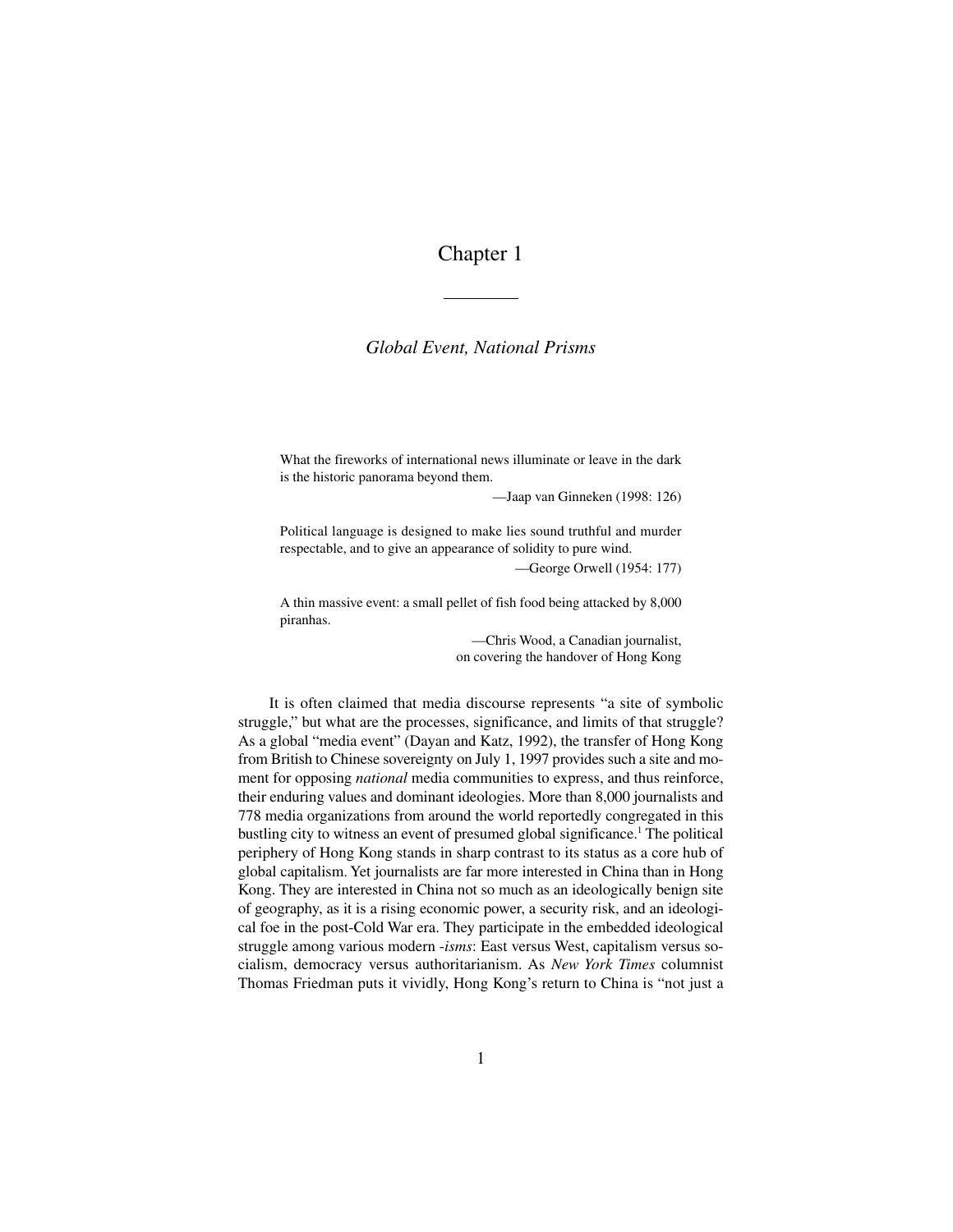# Chapter 1

## *Global Event, National Prisms*

> What the fireworks of international news illuminate or leave in the dark is the historic panorama beyond them.
>
> —Jaap van Ginneken (1998: 126)

> Political language is designed to make lies sound truthful and murder respectable, and to give an appearance of solidity to pure wind.
>
> —George Orwell (1954: 177)

> A thin massive event: a small pellet of fish food being attacked by 8,000 piranhas.
>
> —Chris Wood, a Canadian journalist, on covering the handover of Hong Kong

It is often claimed that media discourse represents "a site of symbolic struggle," but what are the processes, significance, and limits of that struggle? As a global "media event" (Dayan and Katz, 1992), the transfer of Hong Kong from British to Chinese sovereignty on July 1, 1997 provides such a site and moment for opposing *national* media communities to express, and thus reinforce, their enduring values and dominant ideologies. More than 8,000 journalists and 778 media organizations from around the world reportedly congregated in this bustling city to witness an event of presumed global significance.[1] The political periphery of Hong Kong stands in sharp contrast to its status as a core hub of global capitalism. Yet journalists are far more interested in China than in Hong Kong. They are interested in China not so much as an ideologically benign site of geography, as it is a rising economic power, a security risk, and an ideological foe in the post-Cold War era. They participate in the embedded ideological struggle among various modern *-isms*: East versus West, capitalism versus socialism, democracy versus authoritarianism. As *New York Times* columnist Thomas Friedman puts it vividly, Hong Kong's return to China is "not just a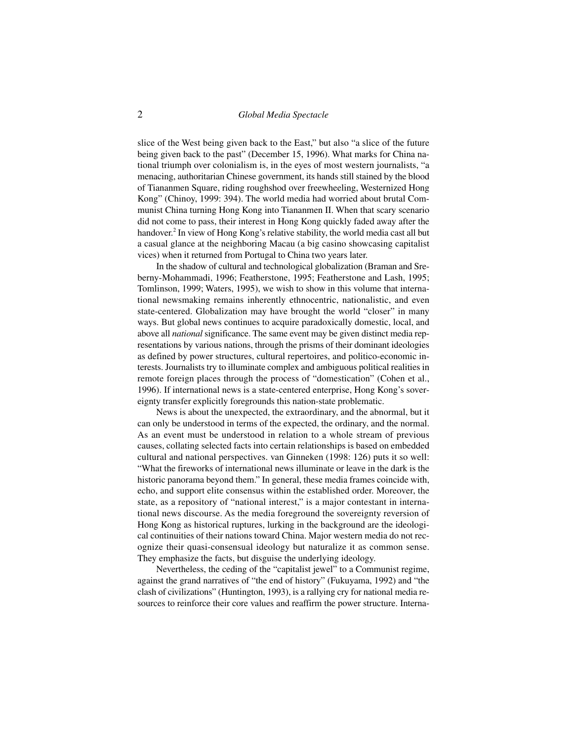slice of the West being given back to the East," but also "a slice of the future being given back to the past" (December 15, 1996). What marks for China national triumph over colonialism is, in the eyes of most western journalists, "a menacing, authoritarian Chinese government, its hands still stained by the blood of Tiananmen Square, riding roughshod over freewheeling, Westernized Hong Kong" (Chinoy, 1999: 394). The world media had worried about brutal Communist China turning Hong Kong into Tiananmen II. When that scary scenario did not come to pass, their interest in Hong Kong quickly faded away after the handover.[2] In view of Hong Kong's relative stability, the world media cast all but a casual glance at the neighboring Macau (a big casino showcasing capitalist vices) when it returned from Portugal to China two years later.

In the shadow of cultural and technological globalization (Braman and Sreberny-Mohammadi, 1996; Featherstone, 1995; Featherstone and Lash, 1995; Tomlinson, 1999; Waters, 1995), we wish to show in this volume that international newsmaking remains inherently ethnocentric, nationalistic, and even state-centered. Globalization may have brought the world "closer" in many ways. But global news continues to acquire paradoxically domestic, local, and above all *national* significance. The same event may be given distinct media representations by various nations, through the prisms of their dominant ideologies as defined by power structures, cultural repertoires, and politico-economic interests. Journalists try to illuminate complex and ambiguous political realities in remote foreign places through the process of "domestication" (Cohen et al., 1996). If international news is a state-centered enterprise, Hong Kong's sovereignty transfer explicitly foregrounds this nation-state problematic.

News is about the unexpected, the extraordinary, and the abnormal, but it can only be understood in terms of the expected, the ordinary, and the normal. As an event must be understood in relation to a whole stream of previous causes, collating selected facts into certain relationships is based on embedded cultural and national perspectives. van Ginneken (1998: 126) puts it so well: "What the fireworks of international news illuminate or leave in the dark is the historic panorama beyond them." In general, these media frames coincide with, echo, and support elite consensus within the established order. Moreover, the state, as a repository of "national interest," is a major contestant in international news discourse. As the media foreground the sovereignty reversion of Hong Kong as historical ruptures, lurking in the background are the ideological continuities of their nations toward China. Major western media do not recognize their quasi-consensual ideology but naturalize it as common sense. They emphasize the facts, but disguise the underlying ideology.

Nevertheless, the ceding of the "capitalist jewel" to a Communist regime, against the grand narratives of "the end of history" (Fukuyama, 1992) and "the clash of civilizations" (Huntington, 1993), is a rallying cry for national media resources to reinforce their core values and reaffirm the power structure. Interna-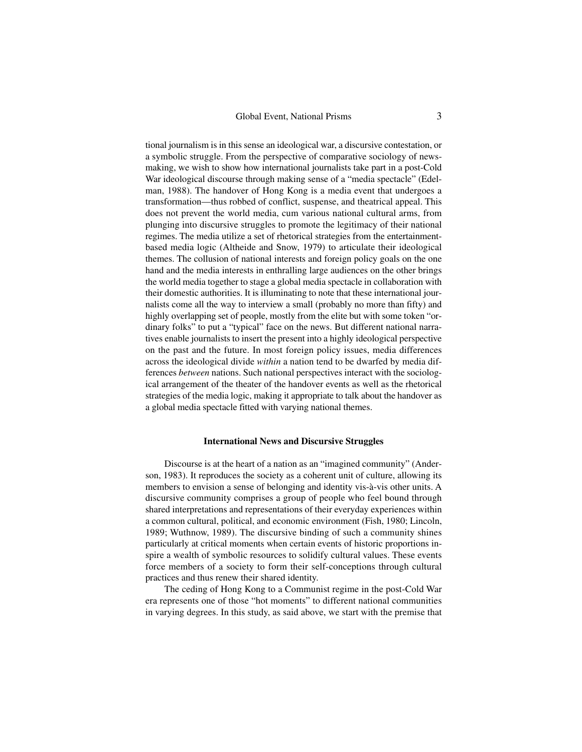tional journalism is in this sense an ideological war, a discursive contestation, or a symbolic struggle. From the perspective of comparative sociology of newsmaking, we wish to show how international journalists take part in a post-Cold War ideological discourse through making sense of a "media spectacle" (Edelman, 1988). The handover of Hong Kong is a media event that undergoes a transformation—thus robbed of conflict, suspense, and theatrical appeal. This does not prevent the world media, cum various national cultural arms, from plunging into discursive struggles to promote the legitimacy of their national regimes. The media utilize a set of rhetorical strategies from the entertainment-based media logic (Altheide and Snow, 1979) to articulate their ideological themes. The collusion of national interests and foreign policy goals on the one hand and the media interests in enthralling large audiences on the other brings the world media together to stage a global media spectacle in collaboration with their domestic authorities. It is illuminating to note that these international journalists come all the way to interview a small (probably no more than fifty) and highly overlapping set of people, mostly from the elite but with some token "ordinary folks" to put a "typical" face on the news. But different national narratives enable journalists to insert the present into a highly ideological perspective on the past and the future. In most foreign policy issues, media differences across the ideological divide *within* a nation tend to be dwarfed by media differences *between* nations. Such national perspectives interact with the sociological arrangement of the theater of the handover events as well as the rhetorical strategies of the media logic, making it appropriate to talk about the handover as a global media spectacle fitted with varying national themes.

## International News and Discursive Struggles

Discourse is at the heart of a nation as an "imagined community" (Anderson, 1983). It reproduces the society as a coherent unit of culture, allowing its members to envision a sense of belonging and identity vis-à-vis other units. A discursive community comprises a group of people who feel bound through shared interpretations and representations of their everyday experiences within a common cultural, political, and economic environment (Fish, 1980; Lincoln, 1989; Wuthnow, 1989). The discursive binding of such a community shines particularly at critical moments when certain events of historic proportions inspire a wealth of symbolic resources to solidify cultural values. These events force members of a society to form their self-conceptions through cultural practices and thus renew their shared identity.

The ceding of Hong Kong to a Communist regime in the post-Cold War era represents one of those "hot moments" to different national communities in varying degrees. In this study, as said above, we start with the premise that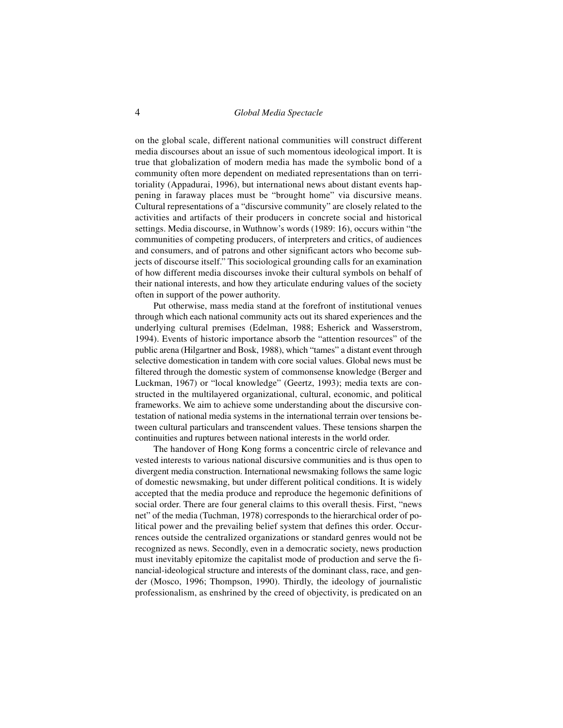on the global scale, different national communities will construct different media discourses about an issue of such momentous ideological import. It is true that globalization of modern media has made the symbolic bond of a community often more dependent on mediated representations than on territoriality (Appadurai, 1996), but international news about distant events happening in faraway places must be "brought home" via discursive means. Cultural representations of a "discursive community" are closely related to the activities and artifacts of their producers in concrete social and historical settings. Media discourse, in Wuthnow's words (1989: 16), occurs within "the communities of competing producers, of interpreters and critics, of audiences and consumers, and of patrons and other significant actors who become subjects of discourse itself." This sociological grounding calls for an examination of how different media discourses invoke their cultural symbols on behalf of their national interests, and how they articulate enduring values of the society often in support of the power authority.

Put otherwise, mass media stand at the forefront of institutional venues through which each national community acts out its shared experiences and the underlying cultural premises (Edelman, 1988; Esherick and Wasserstrom, 1994). Events of historic importance absorb the "attention resources" of the public arena (Hilgartner and Bosk, 1988), which "tames" a distant event through selective domestication in tandem with core social values. Global news must be filtered through the domestic system of commonsense knowledge (Berger and Luckman, 1967) or "local knowledge" (Geertz, 1993); media texts are constructed in the multilayered organizational, cultural, economic, and political frameworks. We aim to achieve some understanding about the discursive contestation of national media systems in the international terrain over tensions between cultural particulars and transcendent values. These tensions sharpen the continuities and ruptures between national interests in the world order.

The handover of Hong Kong forms a concentric circle of relevance and vested interests to various national discursive communities and is thus open to divergent media construction. International newsmaking follows the same logic of domestic newsmaking, but under different political conditions. It is widely accepted that the media produce and reproduce the hegemonic definitions of social order. There are four general claims to this overall thesis. First, "news net" of the media (Tuchman, 1978) corresponds to the hierarchical order of political power and the prevailing belief system that defines this order. Occurrences outside the centralized organizations or standard genres would not be recognized as news. Secondly, even in a democratic society, news production must inevitably epitomize the capitalist mode of production and serve the financial-ideological structure and interests of the dominant class, race, and gender (Mosco, 1996; Thompson, 1990). Thirdly, the ideology of journalistic professionalism, as enshrined by the creed of objectivity, is predicated on an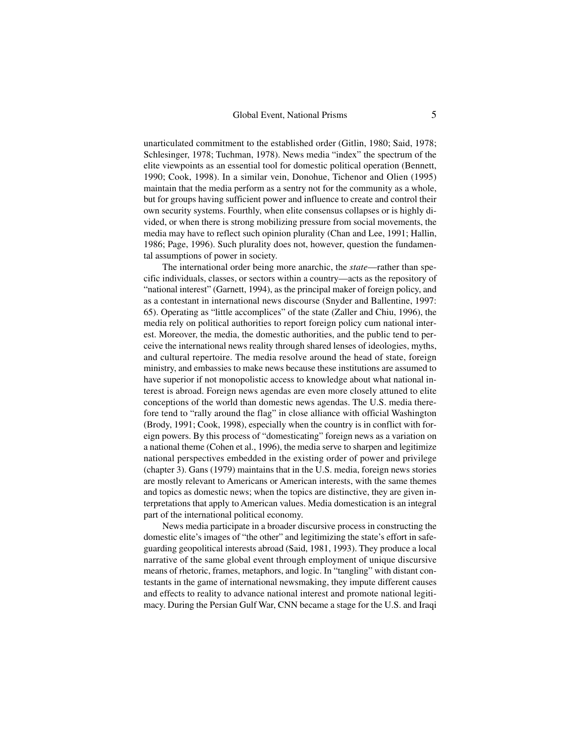unarticulated commitment to the established order (Gitlin, 1980; Said, 1978; Schlesinger, 1978; Tuchman, 1978). News media "index" the spectrum of the elite viewpoints as an essential tool for domestic political operation (Bennett, 1990; Cook, 1998). In a similar vein, Donohue, Tichenor and Olien (1995) maintain that the media perform as a sentry not for the community as a whole, but for groups having sufficient power and influence to create and control their own security systems. Fourthly, when elite consensus collapses or is highly divided, or when there is strong mobilizing pressure from social movements, the media may have to reflect such opinion plurality (Chan and Lee, 1991; Hallin, 1986; Page, 1996). Such plurality does not, however, question the fundamental assumptions of power in society.

The international order being more anarchic, the *state*—rather than specific individuals, classes, or sectors within a country—acts as the repository of "national interest" (Garnett, 1994), as the principal maker of foreign policy, and as a contestant in international news discourse (Snyder and Ballentine, 1997: 65). Operating as "little accomplices" of the state (Zaller and Chiu, 1996), the media rely on political authorities to report foreign policy cum national interest. Moreover, the media, the domestic authorities, and the public tend to perceive the international news reality through shared lenses of ideologies, myths, and cultural repertoire. The media resolve around the head of state, foreign ministry, and embassies to make news because these institutions are assumed to have superior if not monopolistic access to knowledge about what national interest is abroad. Foreign news agendas are even more closely attuned to elite conceptions of the world than domestic news agendas. The U.S. media therefore tend to "rally around the flag" in close alliance with official Washington (Brody, 1991; Cook, 1998), especially when the country is in conflict with foreign powers. By this process of "domesticating" foreign news as a variation on a national theme (Cohen et al., 1996), the media serve to sharpen and legitimize national perspectives embedded in the existing order of power and privilege (chapter 3). Gans (1979) maintains that in the U.S. media, foreign news stories are mostly relevant to Americans or American interests, with the same themes and topics as domestic news; when the topics are distinctive, they are given interpretations that apply to American values. Media domestication is an integral part of the international political economy.

News media participate in a broader discursive process in constructing the domestic elite's images of "the other" and legitimizing the state's effort in safeguarding geopolitical interests abroad (Said, 1981, 1993). They produce a local narrative of the same global event through employment of unique discursive means of rhetoric, frames, metaphors, and logic. In "tangling" with distant contestants in the game of international newsmaking, they impute different causes and effects to reality to advance national interest and promote national legitimacy. During the Persian Gulf War, CNN became a stage for the U.S. and Iraqi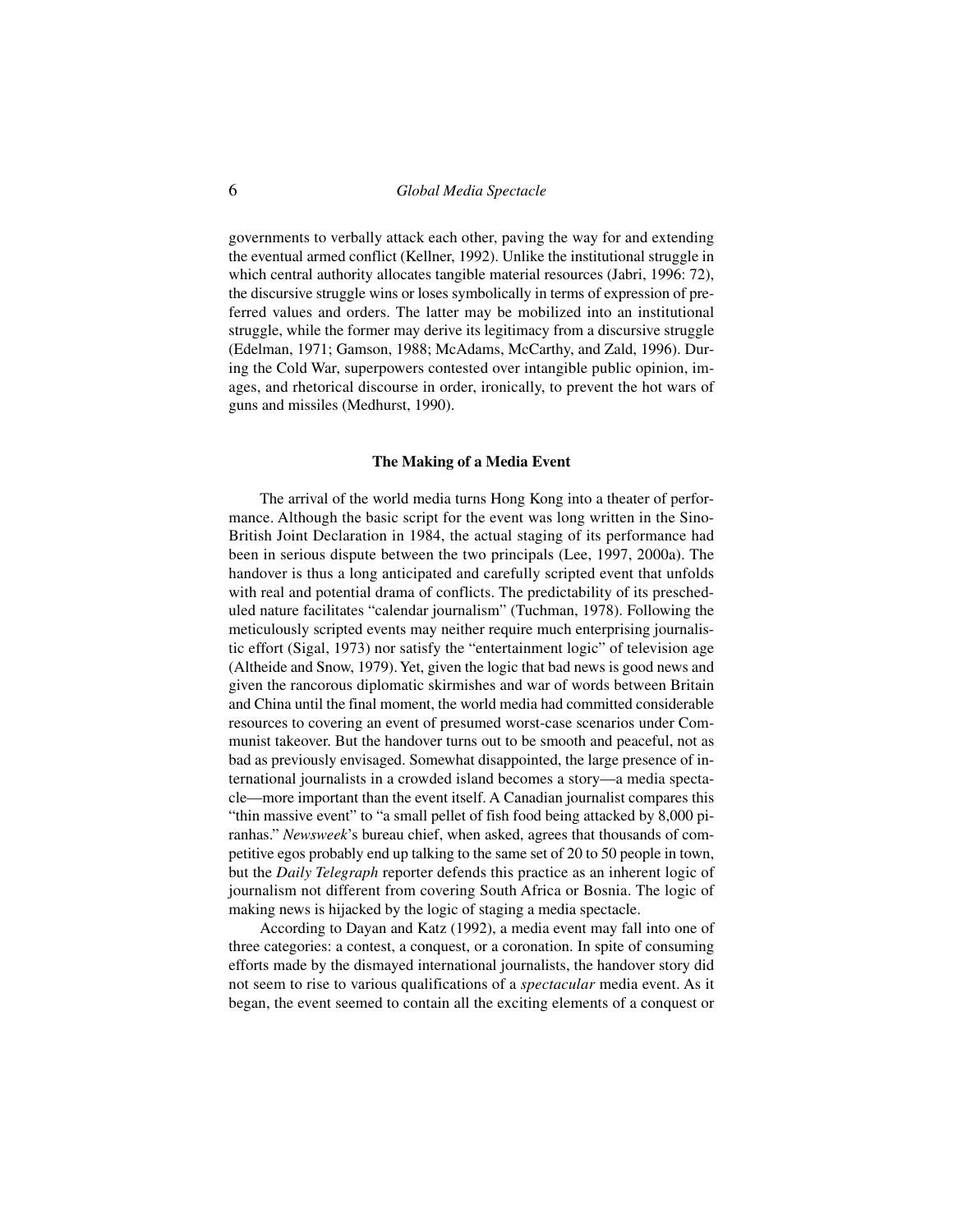governments to verbally attack each other, paving the way for and extending the eventual armed conflict (Kellner, 1992). Unlike the institutional struggle in which central authority allocates tangible material resources (Jabri, 1996: 72), the discursive struggle wins or loses symbolically in terms of expression of preferred values and orders. The latter may be mobilized into an institutional struggle, while the former may derive its legitimacy from a discursive struggle (Edelman, 1971; Gamson, 1988; McAdams, McCarthy, and Zald, 1996). During the Cold War, superpowers contested over intangible public opinion, images, and rhetorical discourse in order, ironically, to prevent the hot wars of guns and missiles (Medhurst, 1990).

## The Making of a Media Event

The arrival of the world media turns Hong Kong into a theater of performance. Although the basic script for the event was long written in the Sino-British Joint Declaration in 1984, the actual staging of its performance had been in serious dispute between the two principals (Lee, 1997, 2000a). The handover is thus a long anticipated and carefully scripted event that unfolds with real and potential drama of conflicts. The predictability of its prescheduled nature facilitates "calendar journalism" (Tuchman, 1978). Following the meticulously scripted events may neither require much enterprising journalistic effort (Sigal, 1973) nor satisfy the "entertainment logic" of television age (Altheide and Snow, 1979). Yet, given the logic that bad news is good news and given the rancorous diplomatic skirmishes and war of words between Britain and China until the final moment, the world media had committed considerable resources to covering an event of presumed worst-case scenarios under Communist takeover. But the handover turns out to be smooth and peaceful, not as bad as previously envisaged. Somewhat disappointed, the large presence of international journalists in a crowded island becomes a story—a media spectacle—more important than the event itself. A Canadian journalist compares this "thin massive event" to "a small pellet of fish food being attacked by 8,000 piranhas." *Newsweek*'s bureau chief, when asked, agrees that thousands of competitive egos probably end up talking to the same set of 20 to 50 people in town, but the *Daily Telegraph* reporter defends this practice as an inherent logic of journalism not different from covering South Africa or Bosnia. The logic of making news is hijacked by the logic of staging a media spectacle.

According to Dayan and Katz (1992), a media event may fall into one of three categories: a contest, a conquest, or a coronation. In spite of consuming efforts made by the dismayed international journalists, the handover story did not seem to rise to various qualifications of a *spectacular* media event. As it began, the event seemed to contain all the exciting elements of a conquest or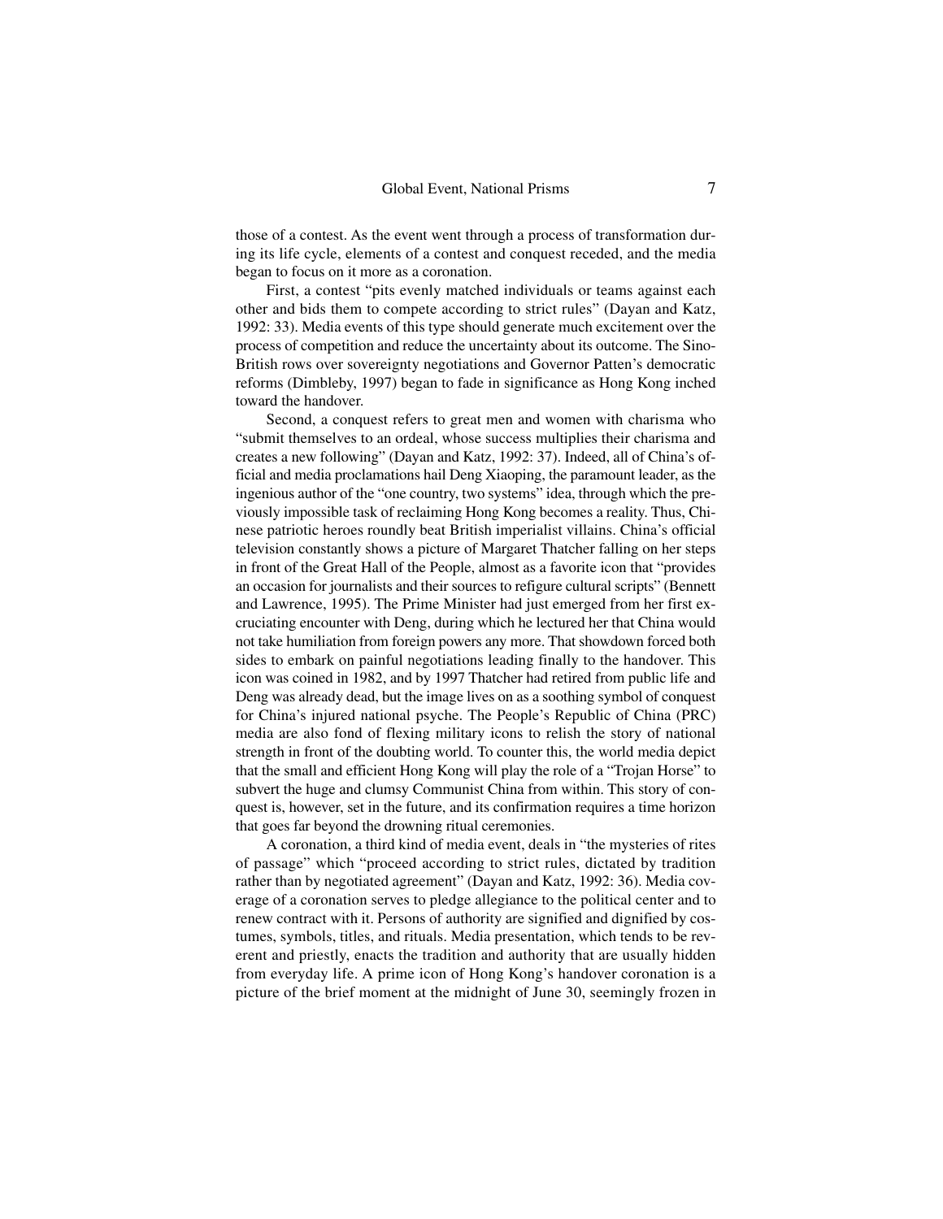those of a contest. As the event went through a process of transformation during its life cycle, elements of a contest and conquest receded, and the media began to focus on it more as a coronation.

First, a contest "pits evenly matched individuals or teams against each other and bids them to compete according to strict rules" (Dayan and Katz, 1992: 33). Media events of this type should generate much excitement over the process of competition and reduce the uncertainty about its outcome. The Sino-British rows over sovereignty negotiations and Governor Patten's democratic reforms (Dimbleby, 1997) began to fade in significance as Hong Kong inched toward the handover.

Second, a conquest refers to great men and women with charisma who "submit themselves to an ordeal, whose success multiplies their charisma and creates a new following" (Dayan and Katz, 1992: 37). Indeed, all of China's official and media proclamations hail Deng Xiaoping, the paramount leader, as the ingenious author of the "one country, two systems" idea, through which the previously impossible task of reclaiming Hong Kong becomes a reality. Thus, Chinese patriotic heroes roundly beat British imperialist villains. China's official television constantly shows a picture of Margaret Thatcher falling on her steps in front of the Great Hall of the People, almost as a favorite icon that "provides an occasion for journalists and their sources to refigure cultural scripts" (Bennett and Lawrence, 1995). The Prime Minister had just emerged from her first excruciating encounter with Deng, during which he lectured her that China would not take humiliation from foreign powers any more. That showdown forced both sides to embark on painful negotiations leading finally to the handover. This icon was coined in 1982, and by 1997 Thatcher had retired from public life and Deng was already dead, but the image lives on as a soothing symbol of conquest for China's injured national psyche. The People's Republic of China (PRC) media are also fond of flexing military icons to relish the story of national strength in front of the doubting world. To counter this, the world media depict that the small and efficient Hong Kong will play the role of a "Trojan Horse" to subvert the huge and clumsy Communist China from within. This story of conquest is, however, set in the future, and its confirmation requires a time horizon that goes far beyond the drowning ritual ceremonies.

A coronation, a third kind of media event, deals in "the mysteries of rites of passage" which "proceed according to strict rules, dictated by tradition rather than by negotiated agreement" (Dayan and Katz, 1992: 36). Media coverage of a coronation serves to pledge allegiance to the political center and to renew contract with it. Persons of authority are signified and dignified by costumes, symbols, titles, and rituals. Media presentation, which tends to be reverent and priestly, enacts the tradition and authority that are usually hidden from everyday life. A prime icon of Hong Kong's handover coronation is a picture of the brief moment at the midnight of June 30, seemingly frozen in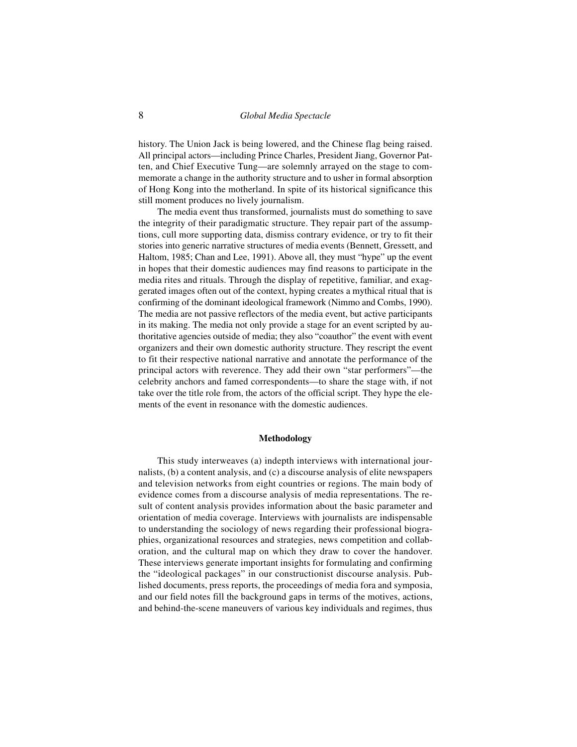history. The Union Jack is being lowered, and the Chinese flag being raised. All principal actors—including Prince Charles, President Jiang, Governor Patten, and Chief Executive Tung—are solemnly arrayed on the stage to commemorate a change in the authority structure and to usher in formal absorption of Hong Kong into the motherland. In spite of its historical significance this still moment produces no lively journalism.

The media event thus transformed, journalists must do something to save the integrity of their paradigmatic structure. They repair part of the assumptions, cull more supporting data, dismiss contrary evidence, or try to fit their stories into generic narrative structures of media events (Bennett, Gressett, and Haltom, 1985; Chan and Lee, 1991). Above all, they must "hype" up the event in hopes that their domestic audiences may find reasons to participate in the media rites and rituals. Through the display of repetitive, familiar, and exaggerated images often out of the context, hyping creates a mythical ritual that is confirming of the dominant ideological framework (Nimmo and Combs, 1990). The media are not passive reflectors of the media event, but active participants in its making. The media not only provide a stage for an event scripted by authoritative agencies outside of media; they also "coauthor" the event with event organizers and their own domestic authority structure. They rescript the event to fit their respective national narrative and annotate the performance of the principal actors with reverence. They add their own "star performers"—the celebrity anchors and famed correspondents—to share the stage with, if not take over the title role from, the actors of the official script. They hype the elements of the event in resonance with the domestic audiences.

## Methodology

This study interweaves (a) indepth interviews with international journalists, (b) a content analysis, and (c) a discourse analysis of elite newspapers and television networks from eight countries or regions. The main body of evidence comes from a discourse analysis of media representations. The result of content analysis provides information about the basic parameter and orientation of media coverage. Interviews with journalists are indispensable to understanding the sociology of news regarding their professional biographies, organizational resources and strategies, news competition and collaboration, and the cultural map on which they draw to cover the handover. These interviews generate important insights for formulating and confirming the "ideological packages" in our constructionist discourse analysis. Published documents, press reports, the proceedings of media fora and symposia, and our field notes fill the background gaps in terms of the motives, actions, and behind-the-scene maneuvers of various key individuals and regimes, thus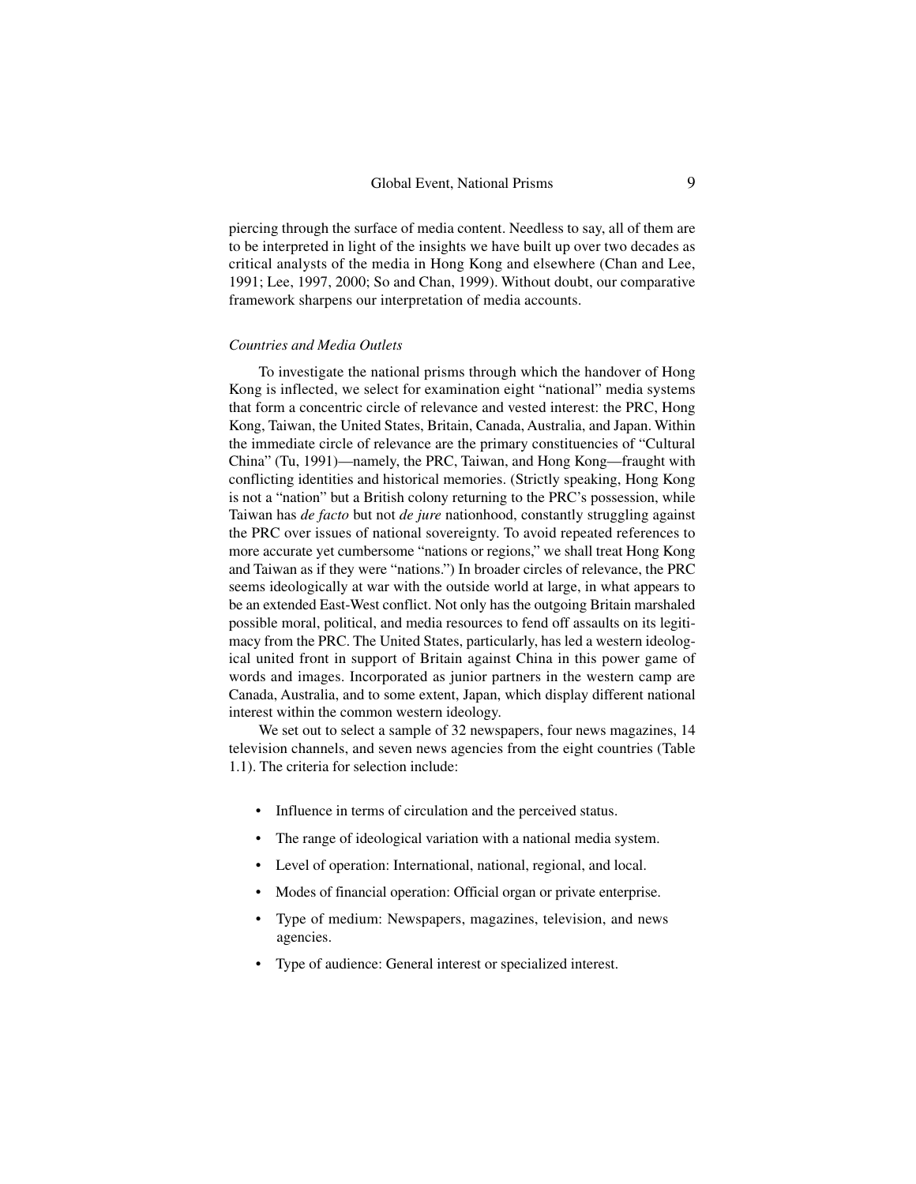piercing through the surface of media content. Needless to say, all of them are to be interpreted in light of the insights we have built up over two decades as critical analysts of the media in Hong Kong and elsewhere (Chan and Lee, 1991; Lee, 1997, 2000; So and Chan, 1999). Without doubt, our comparative framework sharpens our interpretation of media accounts.

*Countries and Media Outlets*

To investigate the national prisms through which the handover of Hong Kong is inflected, we select for examination eight "national" media systems that form a concentric circle of relevance and vested interest: the PRC, Hong Kong, Taiwan, the United States, Britain, Canada, Australia, and Japan. Within the immediate circle of relevance are the primary constituencies of "Cultural China" (Tu, 1991)—namely, the PRC, Taiwan, and Hong Kong—fraught with conflicting identities and historical memories. (Strictly speaking, Hong Kong is not a "nation" but a British colony returning to the PRC's possession, while Taiwan has *de facto* but not *de jure* nationhood, constantly struggling against the PRC over issues of national sovereignty. To avoid repeated references to more accurate yet cumbersome "nations or regions," we shall treat Hong Kong and Taiwan as if they were "nations.") In broader circles of relevance, the PRC seems ideologically at war with the outside world at large, in what appears to be an extended East-West conflict. Not only has the outgoing Britain marshaled possible moral, political, and media resources to fend off assaults on its legitimacy from the PRC. The United States, particularly, has led a western ideological united front in support of Britain against China in this power game of words and images. Incorporated as junior partners in the western camp are Canada, Australia, and to some extent, Japan, which display different national interest within the common western ideology.

We set out to select a sample of 32 newspapers, four news magazines, 14 television channels, and seven news agencies from the eight countries (Table 1.1). The criteria for selection include:

- Influence in terms of circulation and the perceived status.
- The range of ideological variation with a national media system.
- Level of operation: International, national, regional, and local.
- Modes of financial operation: Official organ or private enterprise.
- Type of medium: Newspapers, magazines, television, and news agencies.
- Type of audience: General interest or specialized interest.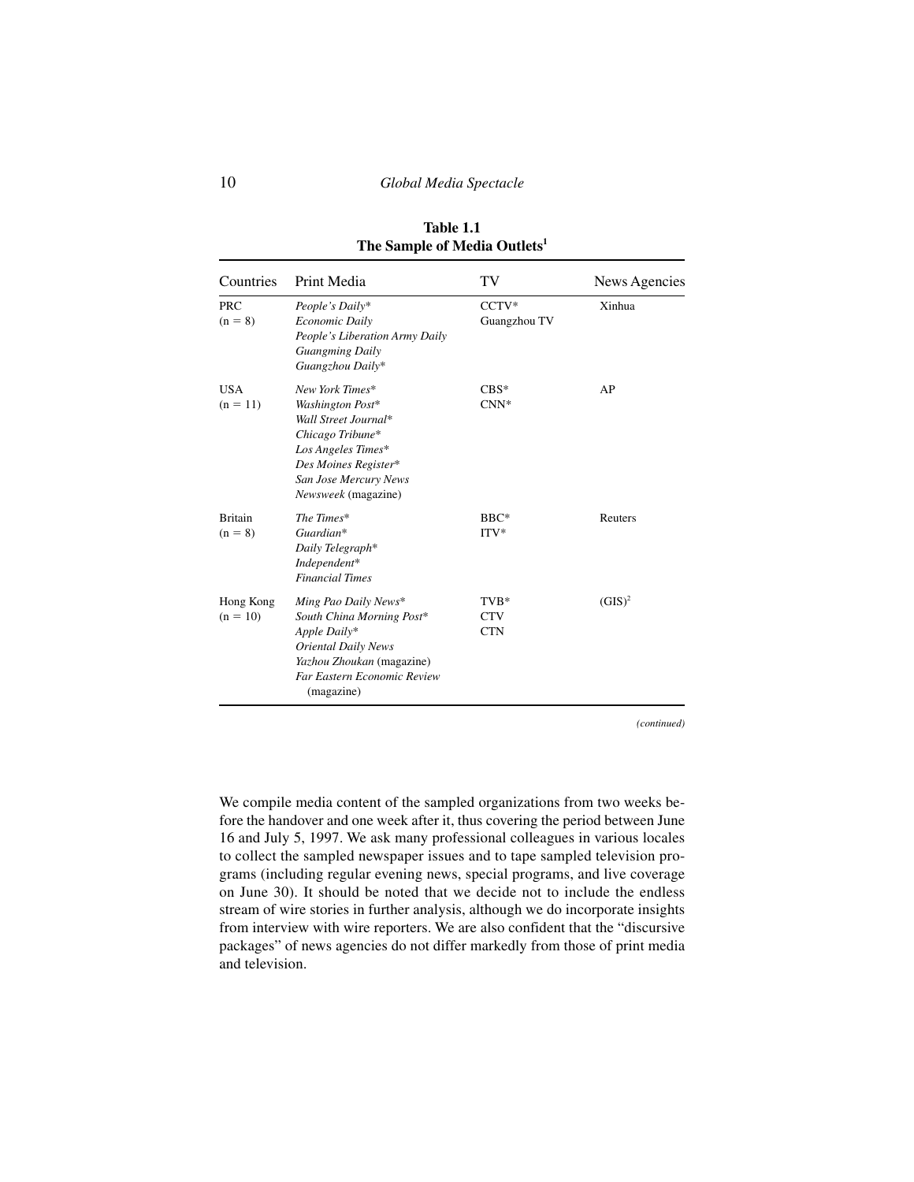**Table 1.1**
**The Sample of Media Outlets[1]**

| Countries | Print Media | TV | News Agencies |
|---|---|---|---|
| PRC (n = 8) | *People's Daily*\* <br> *Economic Daily* <br> *People's Liberation Army Daily* <br> *Guangming Daily* <br> *Guangzhou Daily*\* | CCTV\* <br> Guangzhou TV | Xinhua |
| USA (n = 11) | *New York Times*\* <br> *Washington Post*\* <br> *Wall Street Journal*\* <br> *Chicago Tribune*\* <br> *Los Angeles Times*\* <br> *Des Moines Register*\* <br> *San Jose Mercury News* <br> *Newsweek* (magazine) | CBS\* <br> CNN\* | AP |
| Britain (n = 8) | *The Times*\* <br> *Guardian*\* <br> *Daily Telegraph*\* <br> *Independent*\* <br> *Financial Times* | BBC\* <br> ITV\* | Reuters |
| Hong Kong (n = 10) | *Ming Pao Daily News*\* <br> *South China Morning Post*\* <br> *Apple Daily*\* <br> *Oriental Daily News* <br> *Yazhou Zhoukan* (magazine) <br> *Far Eastern Economic Review* (magazine) | TVB\* <br> CTV <br> CTN | (GIS)[2] |

*(continued)*

We compile media content of the sampled organizations from two weeks before the handover and one week after it, thus covering the period between June 16 and July 5, 1997. We ask many professional colleagues in various locales to collect the sampled newspaper issues and to tape sampled television programs (including regular evening news, special programs, and live coverage on June 30). It should be noted that we decide not to include the endless stream of wire stories in further analysis, although we do incorporate insights from interview with wire reporters. We are also confident that the "discursive packages" of news agencies do not differ markedly from those of print media and television.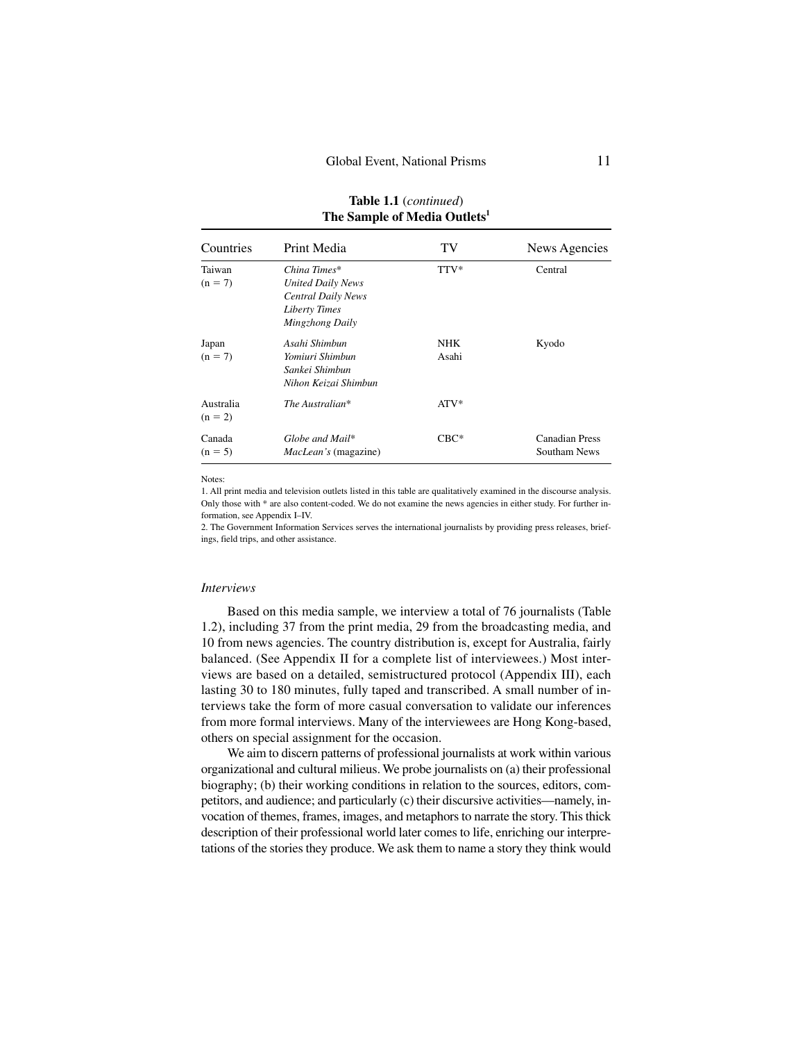**Table 1.1** (*continued*)
**The Sample of Media Outlets**[1]

| Countries | Print Media | TV | News Agencies |
|---|---|---|---|
| Taiwan (n = 7) | *China Times*\* <br> *United Daily News* <br> *Central Daily News* <br> *Liberty Times* <br> *Mingzhong Daily* | TTV\* | Central |
| Japan (n = 7) | *Asahi Shimbun* <br> *Yomiuri Shimbun* <br> *Sankei Shimbun* <br> *Nihon Keizai Shimbun* | NHK <br> Asahi | Kyodo |
| Australia (n = 2) | *The Australian*\* | ATV\* | |
| Canada (n = 5) | *Globe and Mail*\* <br> *MacLean's* (magazine) | CBC\* | Canadian Press <br> Southam News |

Notes:

1. All print media and television outlets listed in this table are qualitatively examined in the discourse analysis. Only those with * are also content-coded. We do not examine the news agencies in either study. For further information, see Appendix I–IV.

2. The Government Information Services serves the international journalists by providing press releases, briefings, field trips, and other assistance.

### *Interviews*

Based on this media sample, we interview a total of 76 journalists (Table 1.2), including 37 from the print media, 29 from the broadcasting media, and 10 from news agencies. The country distribution is, except for Australia, fairly balanced. (See Appendix II for a complete list of interviewees.) Most interviews are based on a detailed, semistructured protocol (Appendix III), each lasting 30 to 180 minutes, fully taped and transcribed. A small number of interviews take the form of more casual conversation to validate our inferences from more formal interviews. Many of the interviewees are Hong Kong-based, others on special assignment for the occasion.

We aim to discern patterns of professional journalists at work within various organizational and cultural milieus. We probe journalists on (a) their professional biography; (b) their working conditions in relation to the sources, editors, competitors, and audience; and particularly (c) their discursive activities—namely, invocation of themes, frames, images, and metaphors to narrate the story. This thick description of their professional world later comes to life, enriching our interpretations of the stories they produce. We ask them to name a story they think would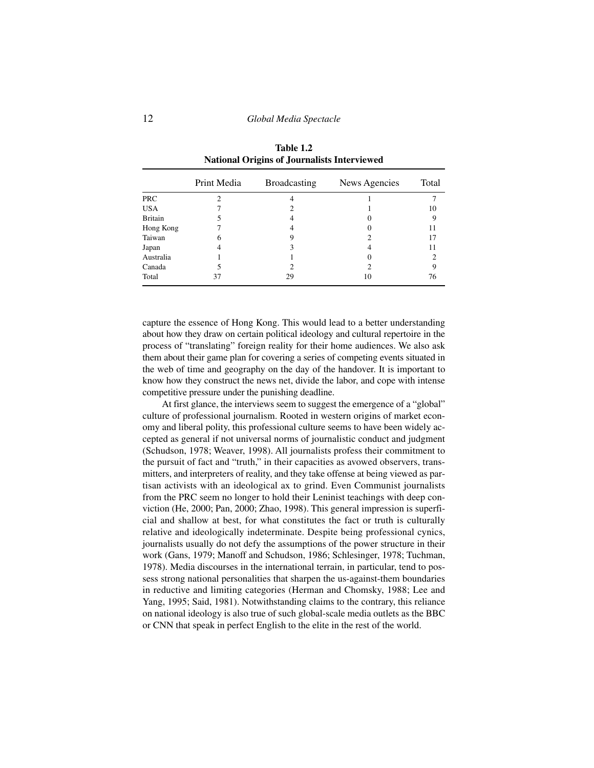**Table 1.2**
**National Origins of Journalists Interviewed**

| | Print Media | Broadcasting | News Agencies | Total |
|---|---|---|---|---|
| PRC | 2 | 4 | 1 | 7 |
| USA | 7 | 2 | 1 | 10 |
| Britain | 5 | 4 | 0 | 9 |
| Hong Kong | 7 | 4 | 0 | 11 |
| Taiwan | 6 | 9 | 2 | 17 |
| Japan | 4 | 3 | 4 | 11 |
| Australia | 1 | 1 | 0 | 2 |
| Canada | 5 | 2 | 2 | 9 |
| Total | 37 | 29 | 10 | 76 |

capture the essence of Hong Kong. This would lead to a better understanding about how they draw on certain political ideology and cultural repertoire in the process of "translating" foreign reality for their home audiences. We also ask them about their game plan for covering a series of competing events situated in the web of time and geography on the day of the handover. It is important to know how they construct the news net, divide the labor, and cope with intense competitive pressure under the punishing deadline.

At first glance, the interviews seem to suggest the emergence of a "global" culture of professional journalism. Rooted in western origins of market economy and liberal polity, this professional culture seems to have been widely accepted as general if not universal norms of journalistic conduct and judgment (Schudson, 1978; Weaver, 1998). All journalists profess their commitment to the pursuit of fact and "truth," in their capacities as avowed observers, transmitters, and interpreters of reality, and they take offense at being viewed as partisan activists with an ideological ax to grind. Even Communist journalists from the PRC seem no longer to hold their Leninist teachings with deep conviction (He, 2000; Pan, 2000; Zhao, 1998). This general impression is superficial and shallow at best, for what constitutes the fact or truth is culturally relative and ideologically indeterminate. Despite being professional cynics, journalists usually do not defy the assumptions of the power structure in their work (Gans, 1979; Manoff and Schudson, 1986; Schlesinger, 1978; Tuchman, 1978). Media discourses in the international terrain, in particular, tend to possess strong national personalities that sharpen the us-against-them boundaries in reductive and limiting categories (Herman and Chomsky, 1988; Lee and Yang, 1995; Said, 1981). Notwithstanding claims to the contrary, this reliance on national ideology is also true of such global-scale media outlets as the BBC or CNN that speak in perfect English to the elite in the rest of the world.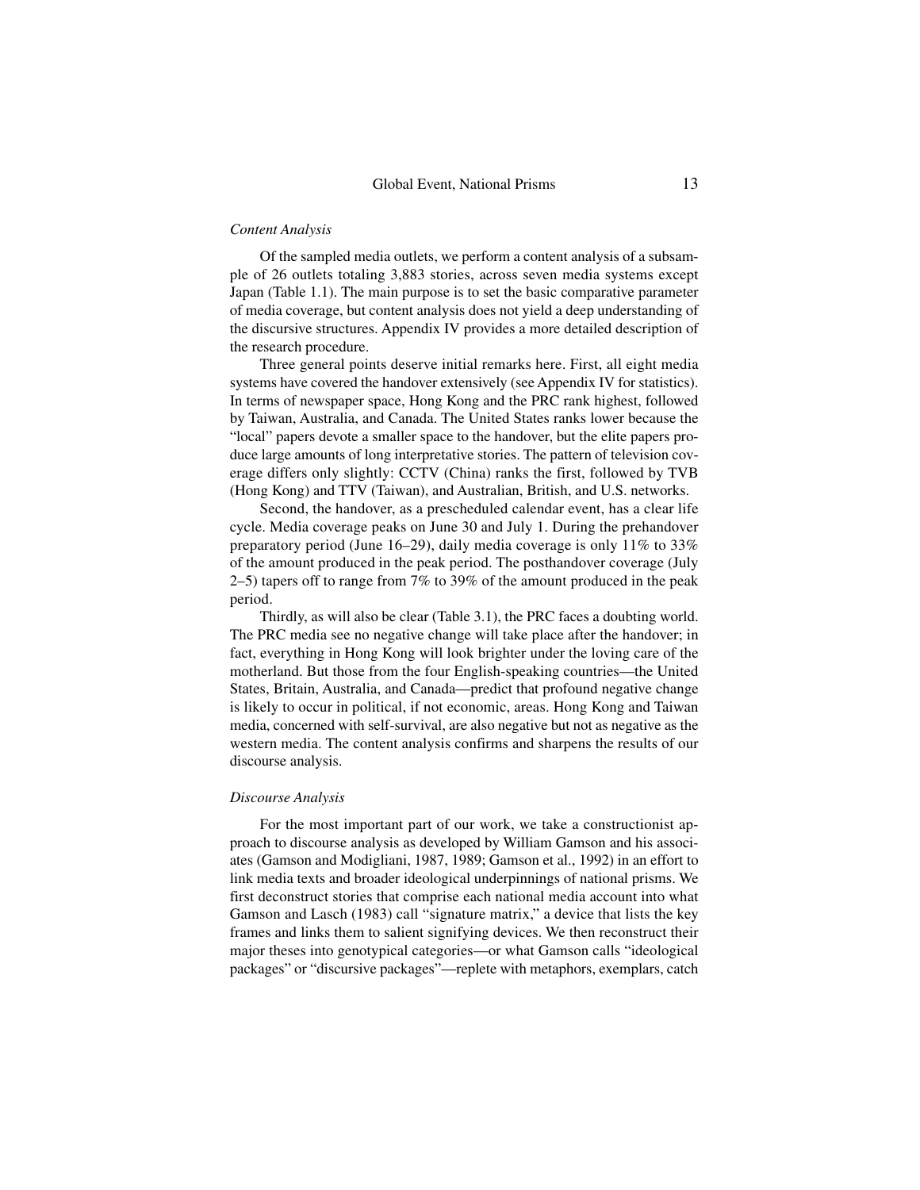### *Content Analysis*

Of the sampled media outlets, we perform a content analysis of a subsample of 26 outlets totaling 3,883 stories, across seven media systems except Japan (Table 1.1). The main purpose is to set the basic comparative parameter of media coverage, but content analysis does not yield a deep understanding of the discursive structures. Appendix IV provides a more detailed description of the research procedure.

Three general points deserve initial remarks here. First, all eight media systems have covered the handover extensively (see Appendix IV for statistics). In terms of newspaper space, Hong Kong and the PRC rank highest, followed by Taiwan, Australia, and Canada. The United States ranks lower because the "local" papers devote a smaller space to the handover, but the elite papers produce large amounts of long interpretative stories. The pattern of television coverage differs only slightly: CCTV (China) ranks the first, followed by TVB (Hong Kong) and TTV (Taiwan), and Australian, British, and U.S. networks.

Second, the handover, as a prescheduled calendar event, has a clear life cycle. Media coverage peaks on June 30 and July 1. During the prehandover preparatory period (June 16–29), daily media coverage is only 11% to 33% of the amount produced in the peak period. The posthandover coverage (July 2–5) tapers off to range from 7% to 39% of the amount produced in the peak period.

Thirdly, as will also be clear (Table 3.1), the PRC faces a doubting world. The PRC media see no negative change will take place after the handover; in fact, everything in Hong Kong will look brighter under the loving care of the motherland. But those from the four English-speaking countries—the United States, Britain, Australia, and Canada—predict that profound negative change is likely to occur in political, if not economic, areas. Hong Kong and Taiwan media, concerned with self-survival, are also negative but not as negative as the western media. The content analysis confirms and sharpens the results of our discourse analysis.

### *Discourse Analysis*

For the most important part of our work, we take a constructionist approach to discourse analysis as developed by William Gamson and his associates (Gamson and Modigliani, 1987, 1989; Gamson et al., 1992) in an effort to link media texts and broader ideological underpinnings of national prisms. We first deconstruct stories that comprise each national media account into what Gamson and Lasch (1983) call "signature matrix," a device that lists the key frames and links them to salient signifying devices. We then reconstruct their major theses into genotypical categories—or what Gamson calls "ideological packages" or "discursive packages"—replete with metaphors, exemplars, catch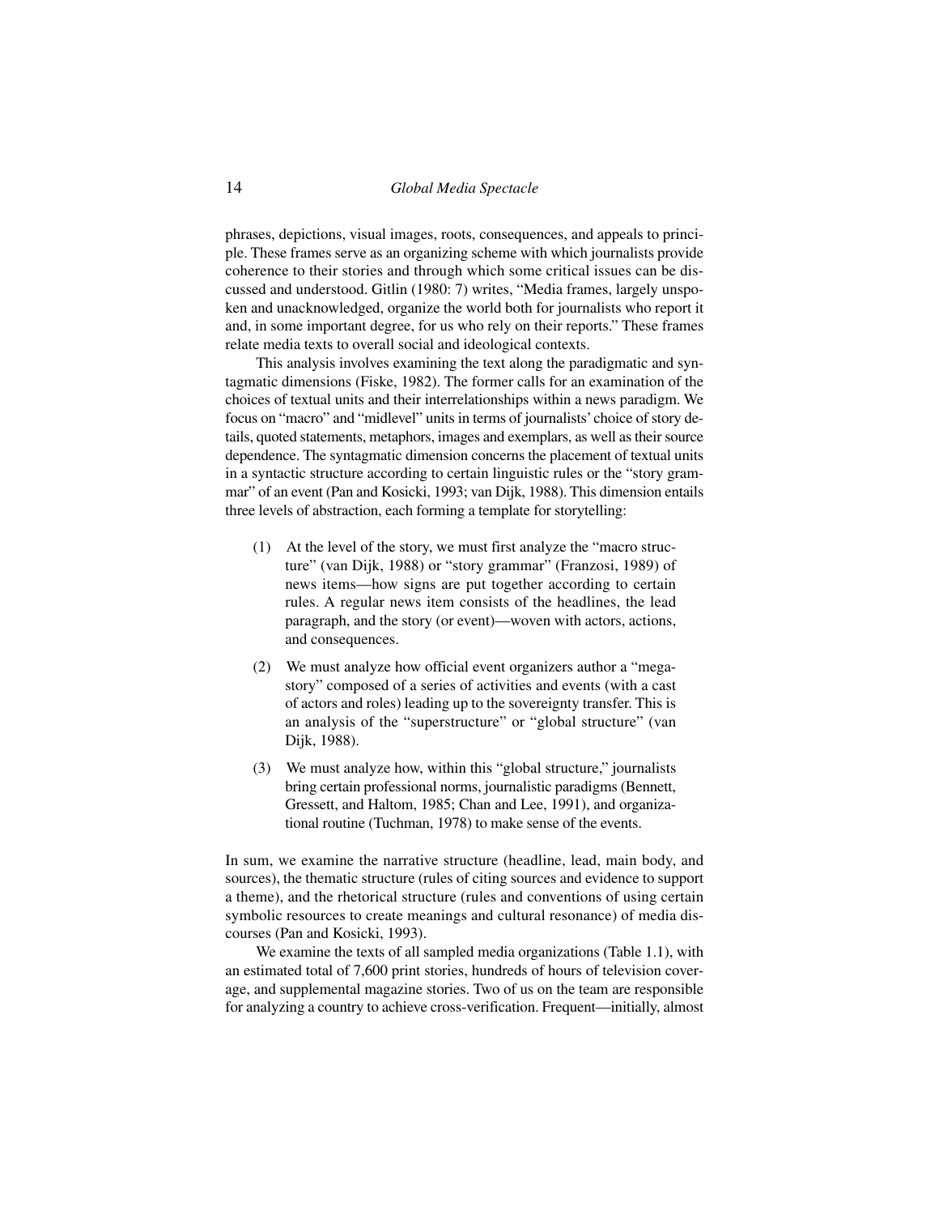phrases, depictions, visual images, roots, consequences, and appeals to principle. These frames serve as an organizing scheme with which journalists provide coherence to their stories and through which some critical issues can be discussed and understood. Gitlin (1980: 7) writes, "Media frames, largely unspoken and unacknowledged, organize the world both for journalists who report it and, in some important degree, for us who rely on their reports." These frames relate media texts to overall social and ideological contexts.

This analysis involves examining the text along the paradigmatic and syntagmatic dimensions (Fiske, 1982). The former calls for an examination of the choices of textual units and their interrelationships within a news paradigm. We focus on "macro" and "midlevel" units in terms of journalists' choice of story details, quoted statements, metaphors, images and exemplars, as well as their source dependence. The syntagmatic dimension concerns the placement of textual units in a syntactic structure according to certain linguistic rules or the "story grammar" of an event (Pan and Kosicki, 1993; van Dijk, 1988). This dimension entails three levels of abstraction, each forming a template for storytelling:

(1) At the level of the story, we must first analyze the "macro structure" (van Dijk, 1988) or "story grammar" (Franzosi, 1989) of news items—how signs are put together according to certain rules. A regular news item consists of the headlines, the lead paragraph, and the story (or event)—woven with actors, actions, and consequences.

(2) We must analyze how official event organizers author a "megastory" composed of a series of activities and events (with a cast of actors and roles) leading up to the sovereignty transfer. This is an analysis of the "superstructure" or "global structure" (van Dijk, 1988).

(3) We must analyze how, within this "global structure," journalists bring certain professional norms, journalistic paradigms (Bennett, Gressett, and Haltom, 1985; Chan and Lee, 1991), and organizational routine (Tuchman, 1978) to make sense of the events.

In sum, we examine the narrative structure (headline, lead, main body, and sources), the thematic structure (rules of citing sources and evidence to support a theme), and the rhetorical structure (rules and conventions of using certain symbolic resources to create meanings and cultural resonance) of media discourses (Pan and Kosicki, 1993).

We examine the texts of all sampled media organizations (Table 1.1), with an estimated total of 7,600 print stories, hundreds of hours of television coverage, and supplemental magazine stories. Two of us on the team are responsible for analyzing a country to achieve cross-verification. Frequent—initially, almost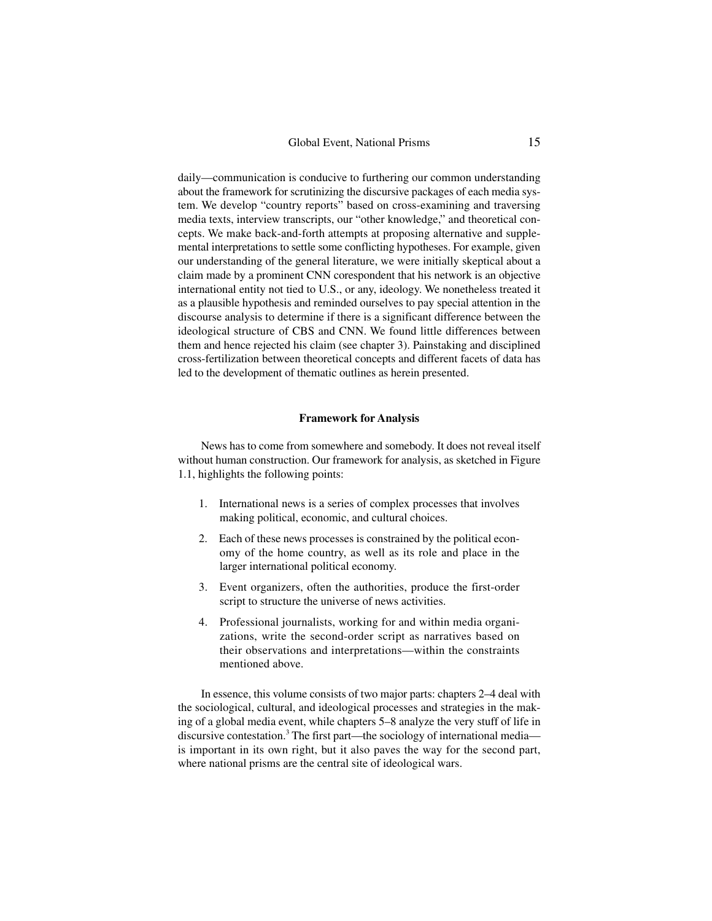daily—communication is conducive to furthering our common understanding about the framework for scrutinizing the discursive packages of each media system. We develop "country reports" based on cross-examining and traversing media texts, interview transcripts, our "other knowledge," and theoretical concepts. We make back-and-forth attempts at proposing alternative and supplemental interpretations to settle some conflicting hypotheses. For example, given our understanding of the general literature, we were initially skeptical about a claim made by a prominent CNN corespondent that his network is an objective international entity not tied to U.S., or any, ideology. We nonetheless treated it as a plausible hypothesis and reminded ourselves to pay special attention in the discourse analysis to determine if there is a significant difference between the ideological structure of CBS and CNN. We found little differences between them and hence rejected his claim (see chapter 3). Painstaking and disciplined cross-fertilization between theoretical concepts and different facets of data has led to the development of thematic outlines as herein presented.

## Framework for Analysis

News has to come from somewhere and somebody. It does not reveal itself without human construction. Our framework for analysis, as sketched in Figure 1.1, highlights the following points:

1. International news is a series of complex processes that involves making political, economic, and cultural choices.
2. Each of these news processes is constrained by the political economy of the home country, as well as its role and place in the larger international political economy.
3. Event organizers, often the authorities, produce the first-order script to structure the universe of news activities.
4. Professional journalists, working for and within media organizations, write the second-order script as narratives based on their observations and interpretations—within the constraints mentioned above.

In essence, this volume consists of two major parts: chapters 2–4 deal with the sociological, cultural, and ideological processes and strategies in the making of a global media event, while chapters 5–8 analyze the very stuff of life in discursive contestation.[3] The first part—the sociology of international media—is important in its own right, but it also paves the way for the second part, where national prisms are the central site of ideological wars.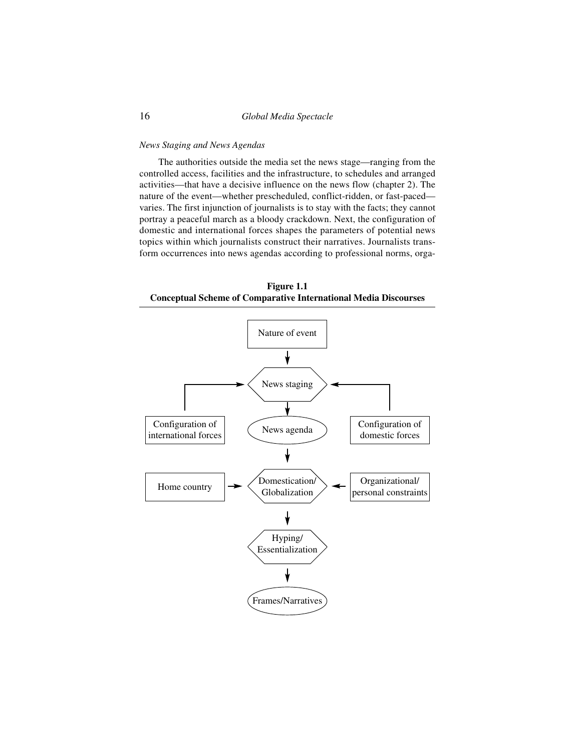*News Staging and News Agendas*

The authorities outside the media set the news stage—ranging from the controlled access, facilities and the infrastructure, to schedules and arranged activities—that have a decisive influence on the news flow (chapter 2). The nature of the event—whether prescheduled, conflict-ridden, or fast-paced—varies. The first injunction of journalists is to stay with the facts; they cannot portray a peaceful march as a bloody crackdown. Next, the configuration of domestic and international forces shapes the parameters of potential news topics within which journalists construct their narratives. Journalists transform occurrences into news agendas according to professional norms, orga-

**Figure 1.1**
**Conceptual Scheme of Comparative International Media Discourses**

Nature of event

News staging

Configuration of international forces

News agenda

Configuration of domestic forces

Home country

Domestication/ Globalization

Organizational/ personal constraints

Hyping/ Essentialization

Frames/Narratives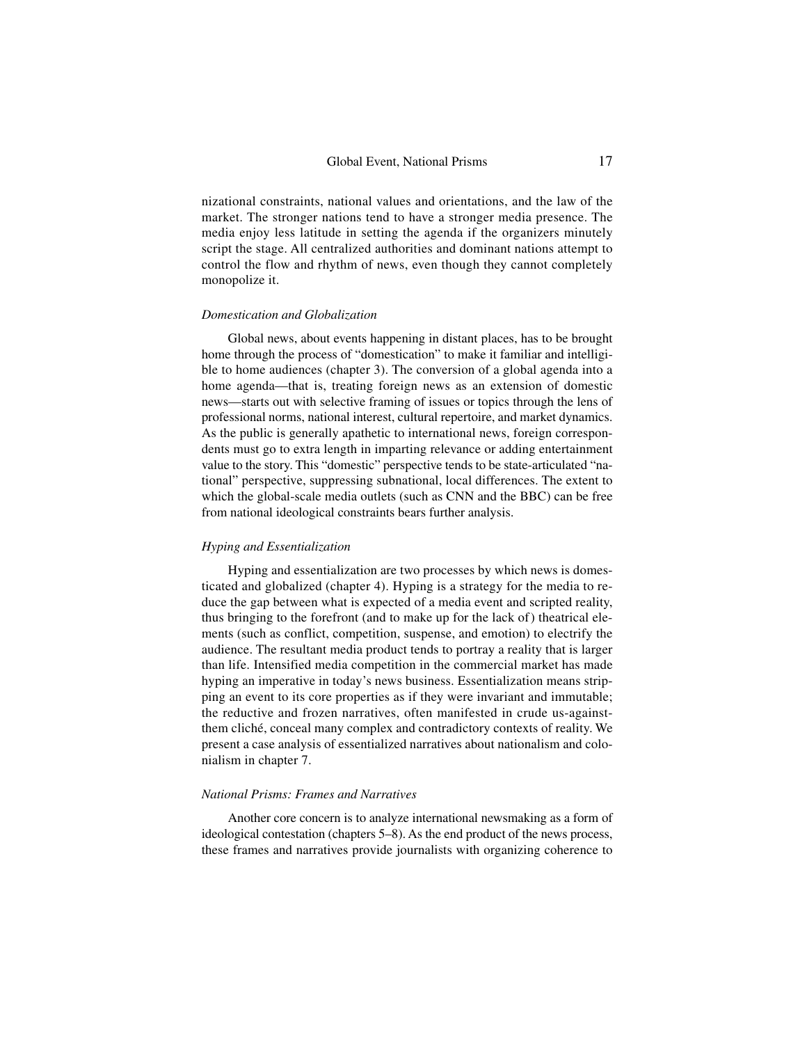nizational constraints, national values and orientations, and the law of the market. The stronger nations tend to have a stronger media presence. The media enjoy less latitude in setting the agenda if the organizers minutely script the stage. All centralized authorities and dominant nations attempt to control the flow and rhythm of news, even though they cannot completely monopolize it.

### *Domestication and Globalization*

Global news, about events happening in distant places, has to be brought home through the process of "domestication" to make it familiar and intelligible to home audiences (chapter 3). The conversion of a global agenda into a home agenda—that is, treating foreign news as an extension of domestic news—starts out with selective framing of issues or topics through the lens of professional norms, national interest, cultural repertoire, and market dynamics. As the public is generally apathetic to international news, foreign correspondents must go to extra length in imparting relevance or adding entertainment value to the story. This "domestic" perspective tends to be state-articulated "national" perspective, suppressing subnational, local differences. The extent to which the global-scale media outlets (such as CNN and the BBC) can be free from national ideological constraints bears further analysis.

### *Hyping and Essentialization*

Hyping and essentialization are two processes by which news is domesticated and globalized (chapter 4). Hyping is a strategy for the media to reduce the gap between what is expected of a media event and scripted reality, thus bringing to the forefront (and to make up for the lack of) theatrical elements (such as conflict, competition, suspense, and emotion) to electrify the audience. The resultant media product tends to portray a reality that is larger than life. Intensified media competition in the commercial market has made hyping an imperative in today's news business. Essentialization means stripping an event to its core properties as if they were invariant and immutable; the reductive and frozen narratives, often manifested in crude us-against-them cliché, conceal many complex and contradictory contexts of reality. We present a case analysis of essentialized narratives about nationalism and colonialism in chapter 7.

### *National Prisms: Frames and Narratives*

Another core concern is to analyze international newsmaking as a form of ideological contestation (chapters 5–8). As the end product of the news process, these frames and narratives provide journalists with organizing coherence to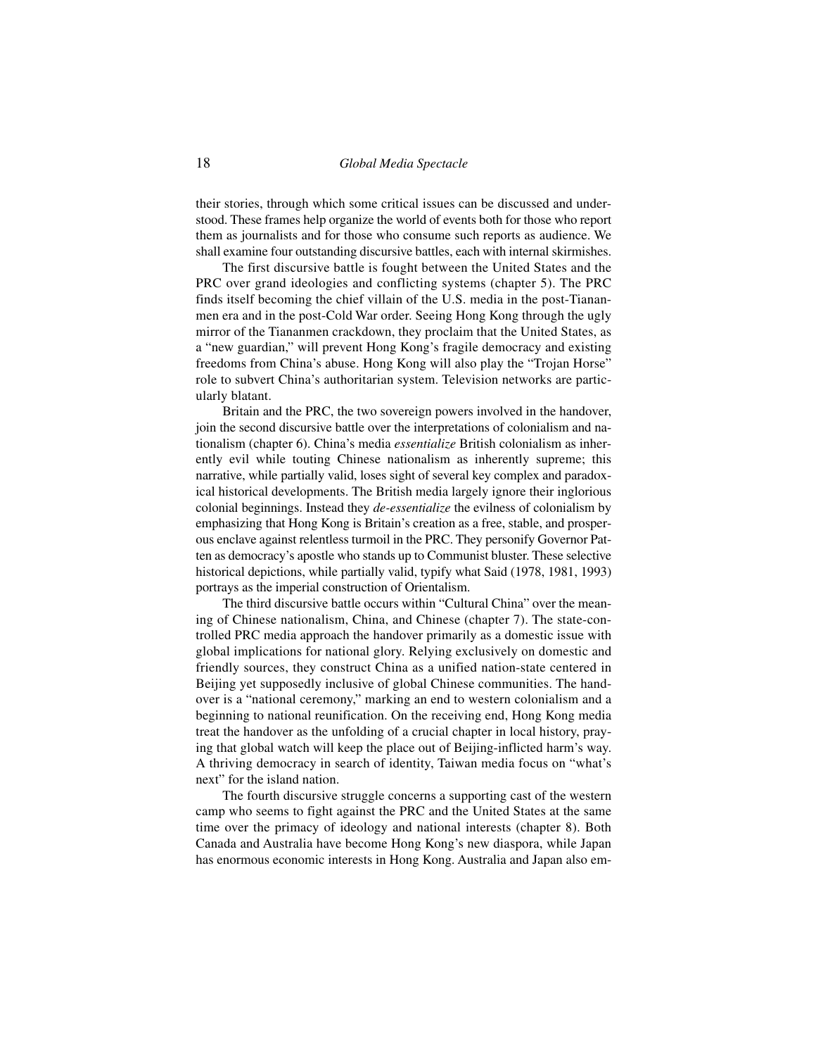their stories, through which some critical issues can be discussed and understood. These frames help organize the world of events both for those who report them as journalists and for those who consume such reports as audience. We shall examine four outstanding discursive battles, each with internal skirmishes.

The first discursive battle is fought between the United States and the PRC over grand ideologies and conflicting systems (chapter 5). The PRC finds itself becoming the chief villain of the U.S. media in the post-Tiananmen era and in the post-Cold War order. Seeing Hong Kong through the ugly mirror of the Tiananmen crackdown, they proclaim that the United States, as a "new guardian," will prevent Hong Kong's fragile democracy and existing freedoms from China's abuse. Hong Kong will also play the "Trojan Horse" role to subvert China's authoritarian system. Television networks are particularly blatant.

Britain and the PRC, the two sovereign powers involved in the handover, join the second discursive battle over the interpretations of colonialism and nationalism (chapter 6). China's media *essentialize* British colonialism as inherently evil while touting Chinese nationalism as inherently supreme; this narrative, while partially valid, loses sight of several key complex and paradoxical historical developments. The British media largely ignore their inglorious colonial beginnings. Instead they *de-essentialize* the evilness of colonialism by emphasizing that Hong Kong is Britain's creation as a free, stable, and prosperous enclave against relentless turmoil in the PRC. They personify Governor Patten as democracy's apostle who stands up to Communist bluster. These selective historical depictions, while partially valid, typify what Said (1978, 1981, 1993) portrays as the imperial construction of Orientalism.

The third discursive battle occurs within "Cultural China" over the meaning of Chinese nationalism, China, and Chinese (chapter 7). The state-controlled PRC media approach the handover primarily as a domestic issue with global implications for national glory. Relying exclusively on domestic and friendly sources, they construct China as a unified nation-state centered in Beijing yet supposedly inclusive of global Chinese communities. The handover is a "national ceremony," marking an end to western colonialism and a beginning to national reunification. On the receiving end, Hong Kong media treat the handover as the unfolding of a crucial chapter in local history, praying that global watch will keep the place out of Beijing-inflicted harm's way. A thriving democracy in search of identity, Taiwan media focus on "what's next" for the island nation.

The fourth discursive struggle concerns a supporting cast of the western camp who seems to fight against the PRC and the United States at the same time over the primacy of ideology and national interests (chapter 8). Both Canada and Australia have become Hong Kong's new diaspora, while Japan has enormous economic interests in Hong Kong. Australia and Japan also em-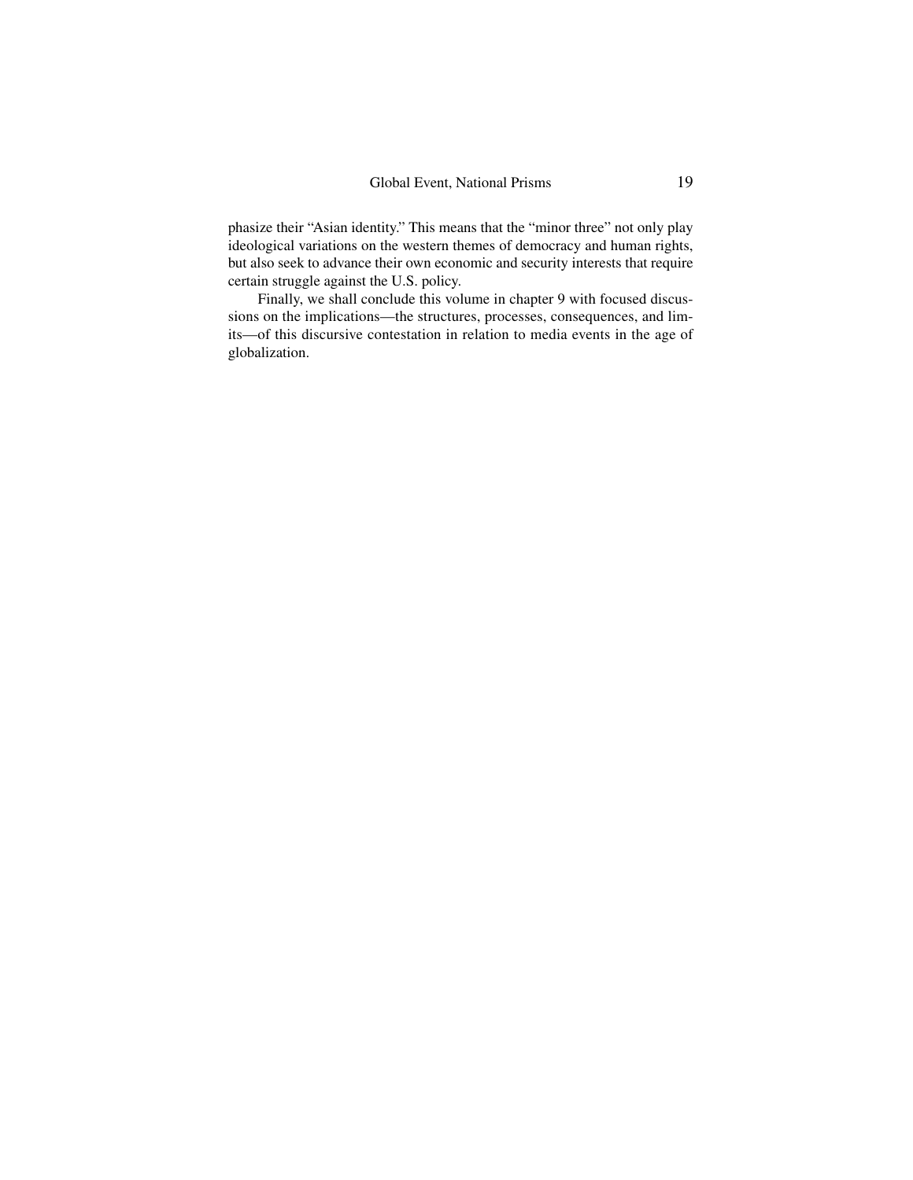phasize their "Asian identity." This means that the "minor three" not only play ideological variations on the western themes of democracy and human rights, but also seek to advance their own economic and security interests that require certain struggle against the U.S. policy.

Finally, we shall conclude this volume in chapter 9 with focused discussions on the implications—the structures, processes, consequences, and limits—of this discursive contestation in relation to media events in the age of globalization.